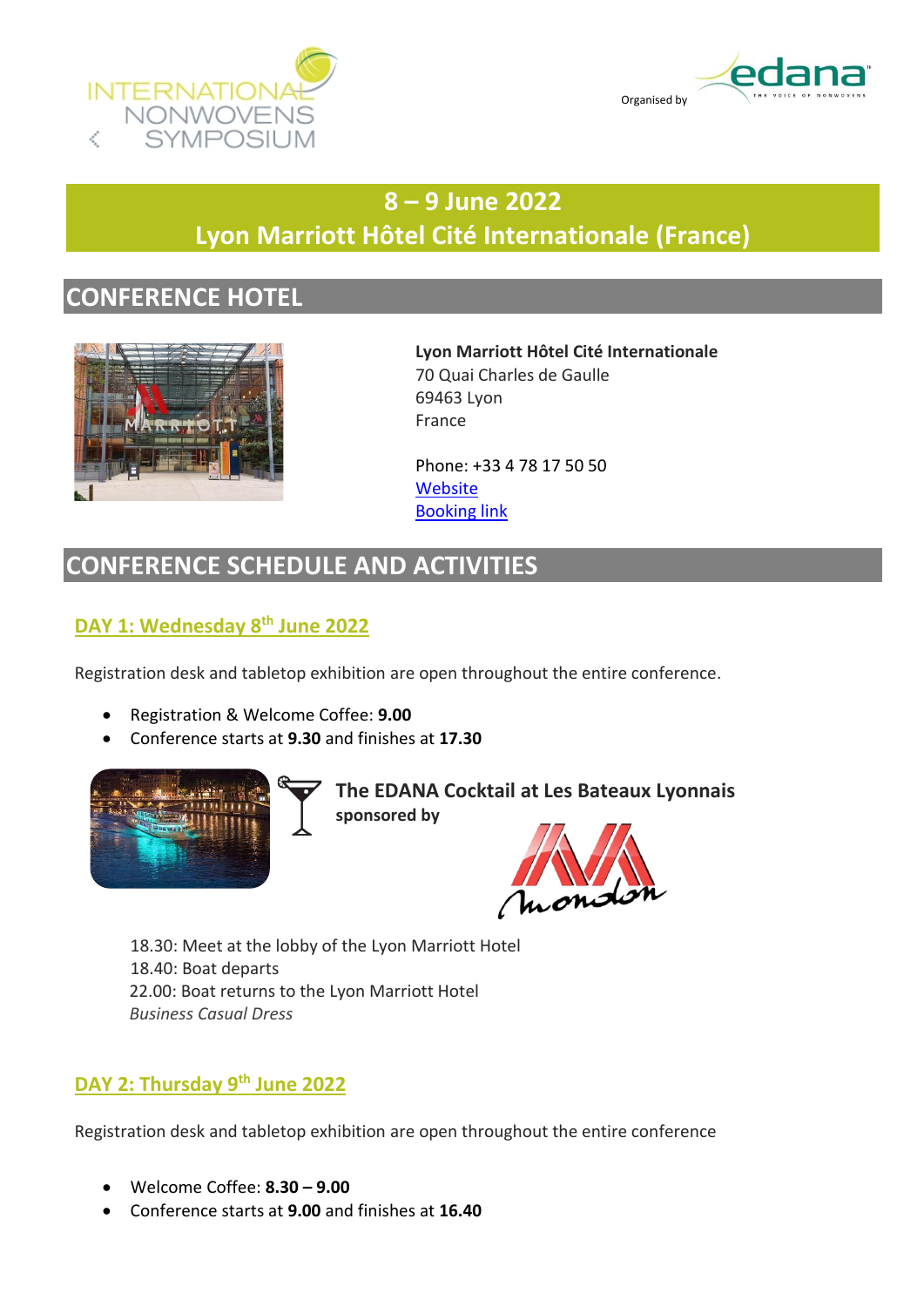INTERNATIONAL NONWOVENS SYMPOSIUM

Organised by edana THE VOICE OF NONWOVENS

# 8 – 9 June 2022
# Lyon Marriott Hôtel Cité Internationale (France)

## CONFERENCE HOTEL

**Lyon Marriott Hôtel Cité Internationale**
70 Quai Charles de Gaulle
69463 Lyon
France

Phone: +33 4 78 17 50 50
Website
Booking link

## CONFERENCE SCHEDULE AND ACTIVITIES

### DAY 1: Wednesday 8th June 2022

Registration desk and tabletop exhibition are open throughout the entire conference.

- Registration & Welcome Coffee: **9.00**
- Conference starts at **9.30** and finishes at **17.30**

**The EDANA Cocktail at Les Bateaux Lyonnais**
**sponsored by** Mondon

18.30: Meet at the lobby of the Lyon Marriott Hotel
18.40: Boat departs
22.00: Boat returns to the Lyon Marriott Hotel
*Business Casual Dress*

### DAY 2: Thursday 9th June 2022

Registration desk and tabletop exhibition are open throughout the entire conference

- Welcome Coffee: **8.30 – 9.00**
- Conference starts at **9.00** and finishes at **16.40**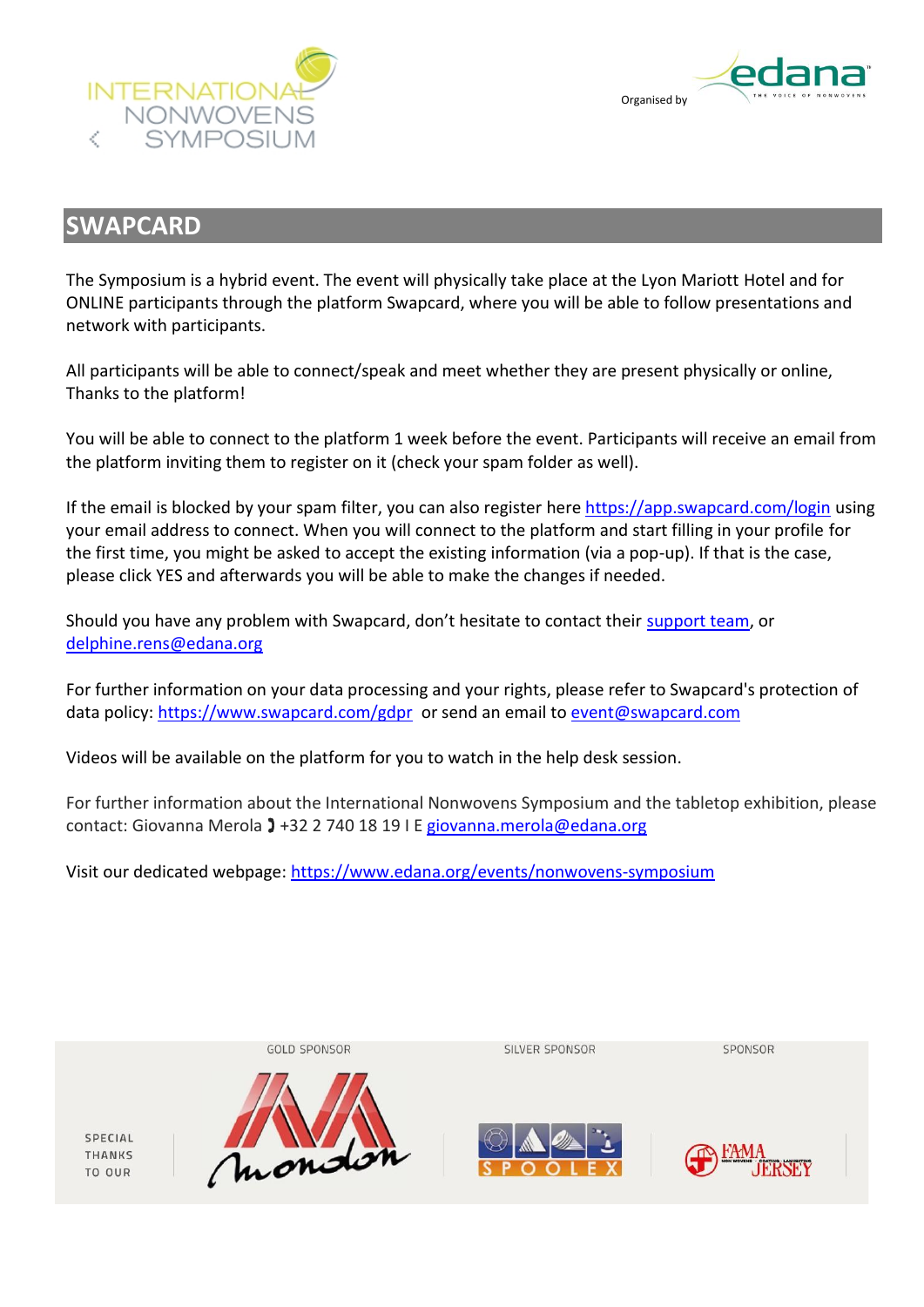## SWAPCARD

The Symposium is a hybrid event. The event will physically take place at the Lyon Mariott Hotel and for ONLINE participants through the platform Swapcard, where you will be able to follow presentations and network with participants.

All participants will be able to connect/speak and meet whether they are present physically or online, Thanks to the platform!

You will be able to connect to the platform 1 week before the event. Participants will receive an email from the platform inviting them to register on it (check your spam folder as well).

If the email is blocked by your spam filter, you can also register here https://app.swapcard.com/login using your email address to connect. When you will connect to the platform and start filling in your profile for the first time, you might be asked to accept the existing information (via a pop-up). If that is the case, please click YES and afterwards you will be able to make the changes if needed.

Should you have any problem with Swapcard, don't hesitate to contact their support team, or delphine.rens@edana.org

For further information on your data processing and your rights, please refer to Swapcard's protection of data policy: https://www.swapcard.com/gdpr or send an email to event@swapcard.com

Videos will be available on the platform for you to watch in the help desk session.

For further information about the International Nonwovens Symposium and the tabletop exhibition, please contact: Giovanna Merola +32 2 740 18 19 I E giovanna.merola@edana.org

Visit our dedicated webpage: https://www.edana.org/events/nonwovens-symposium

SPECIAL THANKS TO OUR

GOLD SPONSOR

SILVER SPONSOR

SPONSOR